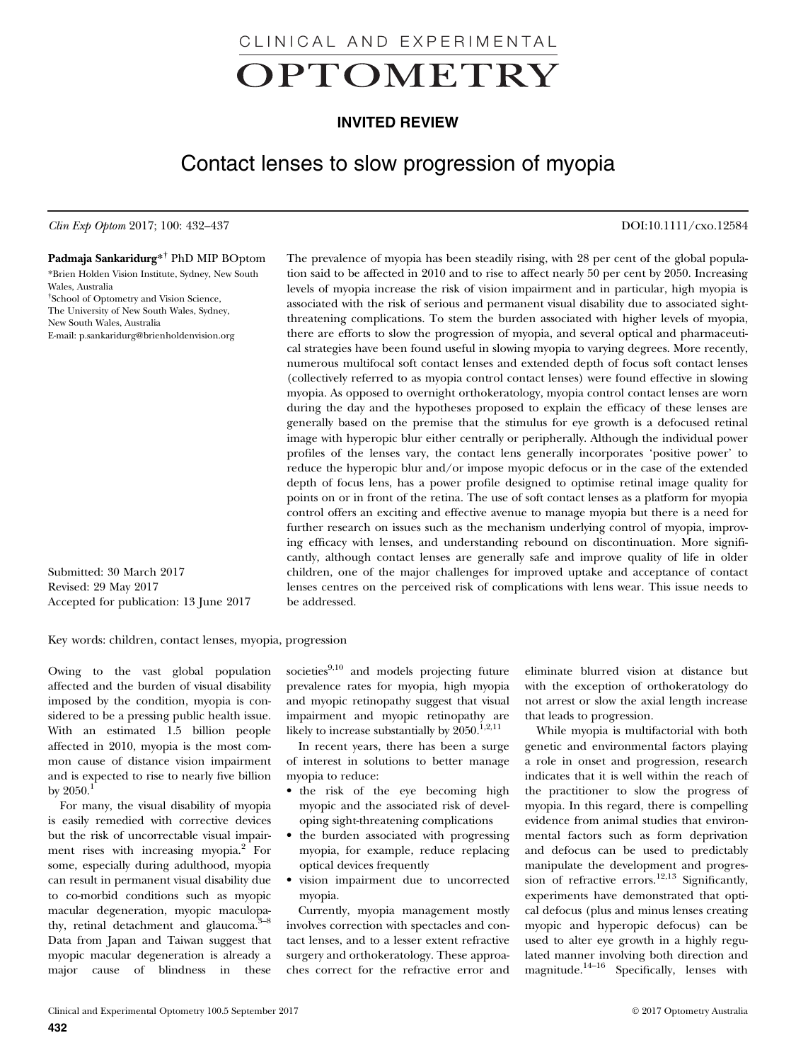CLINICAL AND EXPERIMENTAL

# OPTOMETRY

**INVITED REVIEW**

## Contact lenses to slow progression of myopia

*Clin Exp Optom* 2017; 100: 432–437 DOI:10.1111/cxo.12584

**Padmaja Sankaridurg**[*†] PhD MIP BOptom

[*]Brien Holden Vision Institute, Sydney, New South Wales, Australia
[†]School of Optometry and Vision Science, The University of New South Wales, Sydney, New South Wales, Australia
E-mail: p.sankaridurg@brienholdenvision.org

Submitted: 30 March 2017
Revised: 29 May 2017
Accepted for publication: 13 June 2017

The prevalence of myopia has been steadily rising, with 28 per cent of the global population said to be affected in 2010 and to rise to affect nearly 50 per cent by 2050. Increasing levels of myopia increase the risk of vision impairment and in particular, high myopia is associated with the risk of serious and permanent visual disability due to associated sight-threatening complications. To stem the burden associated with higher levels of myopia, there are efforts to slow the progression of myopia, and several optical and pharmaceutical strategies have been found useful in slowing myopia to varying degrees. More recently, numerous multifocal soft contact lenses and extended depth of focus soft contact lenses (collectively referred to as myopia control contact lenses) were found effective in slowing myopia. As opposed to overnight orthokeratology, myopia control contact lenses are worn during the day and the hypotheses proposed to explain the efficacy of these lenses are generally based on the premise that the stimulus for eye growth is a defocused retinal image with hyperopic blur either centrally or peripherally. Although the individual power profiles of the lenses vary, the contact lens generally incorporates 'positive power' to reduce the hyperopic blur and/or impose myopic defocus or in the case of the extended depth of focus lens, has a power profile designed to optimise retinal image quality for points on or in front of the retina. The use of soft contact lenses as a platform for myopia control offers an exciting and effective avenue to manage myopia but there is a need for further research on issues such as the mechanism underlying control of myopia, improving efficacy with lenses, and understanding rebound on discontinuation. More significantly, although contact lenses are generally safe and improve quality of life in older children, one of the major challenges for improved uptake and acceptance of contact lenses centres on the perceived risk of complications with lens wear. This issue needs to be addressed.

Key words: children, contact lenses, myopia, progression

Owing to the vast global population affected and the burden of visual disability imposed by the condition, myopia is considered to be a pressing public health issue. With an estimated 1.5 billion people affected in 2010, myopia is the most common cause of distance vision impairment and is expected to rise to nearly five billion by 2050.[1]

For many, the visual disability of myopia is easily remedied with corrective devices but the risk of uncorrectable visual impairment rises with increasing myopia.[2] For some, especially during adulthood, myopia can result in permanent visual disability due to co-morbid conditions such as myopic macular degeneration, myopic maculopathy, retinal detachment and glaucoma.[3–8] Data from Japan and Taiwan suggest that myopic macular degeneration is already a major cause of blindness in these societies[9,10] and models projecting future prevalence rates for myopia, high myopia and myopic retinopathy suggest that visual impairment and myopic retinopathy are likely to increase substantially by 2050.[1,2,11]

In recent years, there has been a surge of interest in solutions to better manage myopia to reduce:

- the risk of the eye becoming high myopic and the associated risk of developing sight-threatening complications
- the burden associated with progressing myopia, for example, reduce replacing optical devices frequently
- vision impairment due to uncorrected myopia.

Currently, myopia management mostly involves correction with spectacles and contact lenses, and to a lesser extent refractive surgery and orthokeratology. These approaches correct for the refractive error and eliminate blurred vision at distance but with the exception of orthokeratology do not arrest or slow the axial length increase that leads to progression.

While myopia is multifactorial with both genetic and environmental factors playing a role in onset and progression, research indicates that it is well within the reach of the practitioner to slow the progress of myopia. In this regard, there is compelling evidence from animal studies that environmental factors such as form deprivation and defocus can be used to predictably manipulate the development and progression of refractive errors.[12,13] Significantly, experiments have demonstrated that optical defocus (plus and minus lenses creating myopic and hyperopic defocus) can be used to alter eye growth in a highly regulated manner involving both direction and magnitude.[14–16] Specifically, lenses with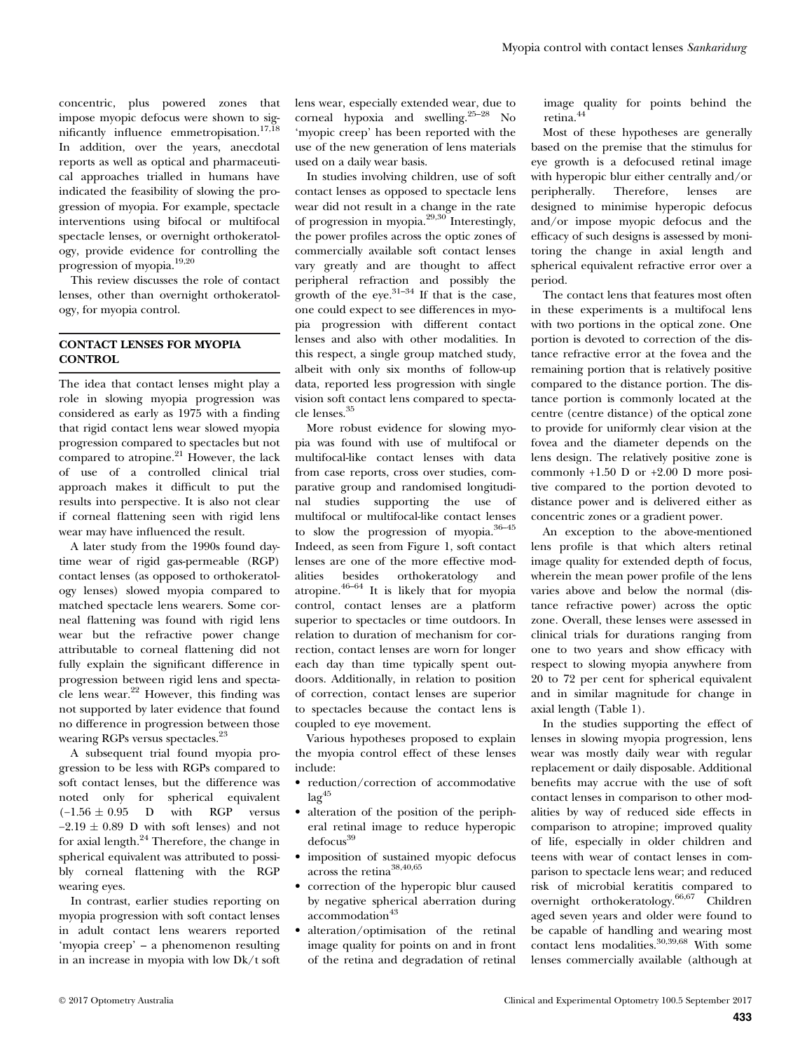concentric, plus powered zones that impose myopic defocus were shown to significantly influence emmetropisation.[17,18] In addition, over the years, anecdotal reports as well as optical and pharmaceutical approaches trialled in humans have indicated the feasibility of slowing the progression of myopia. For example, spectacle interventions using bifocal or multifocal spectacle lenses, or overnight orthokeratology, provide evidence for controlling the progression of myopia.[19,20]

This review discusses the role of contact lenses, other than overnight orthokeratology, for myopia control.

## CONTACT LENSES FOR MYOPIA CONTROL

The idea that contact lenses might play a role in slowing myopia progression was considered as early as 1975 with a finding that rigid contact lens wear slowed myopia progression compared to spectacles but not compared to atropine.[21] However, the lack of use of a controlled clinical trial approach makes it difficult to put the results into perspective. It is also not clear if corneal flattening seen with rigid lens wear may have influenced the result.

A later study from the 1990s found daytime wear of rigid gas-permeable (RGP) contact lenses (as opposed to orthokeratology lenses) slowed myopia compared to matched spectacle lens wearers. Some corneal flattening was found with rigid lens wear but the refractive power change attributable to corneal flattening did not fully explain the significant difference in progression between rigid lens and spectacle lens wear.[22] However, this finding was not supported by later evidence that found no difference in progression between those wearing RGPs versus spectacles.[23]

A subsequent trial found myopia progression to be less with RGPs compared to soft contact lenses, but the difference was noted only for spherical equivalent (−1.56 ± 0.95 D with RGP versus −2.19 ± 0.89 D with soft lenses) and not for axial length.[24] Therefore, the change in spherical equivalent was attributed to possibly corneal flattening with the RGP wearing eyes.

In contrast, earlier studies reporting on myopia progression with soft contact lenses in adult contact lens wearers reported 'myopic creep' – a phenomenon resulting in an increase in myopia with low Dk/t soft lens wear, especially extended wear, due to corneal hypoxia and swelling.[25–28] No 'myopic creep' has been reported with the use of the new generation of lens materials used on a daily wear basis.

In studies involving children, use of soft contact lenses as opposed to spectacle lens wear did not result in a change in the rate of progression in myopia.[29,30] Interestingly, the power profiles across the optic zones of commercially available soft contact lenses vary greatly and are thought to affect peripheral refraction and possibly the growth of the eye.[31–34] If that is the case, one could expect to see differences in myopia progression with different contact lenses and also with other modalities. In this respect, a single group matched study, albeit with only six months of follow-up data, reported less progression with single vision soft contact lens compared to spectacle lenses.[35]

More robust evidence for slowing myopia was found with use of multifocal or multifocal-like contact lenses with data from case reports, cross over studies, comparative group and randomised longitudinal studies supporting the use of multifocal or multifocal-like contact lenses to slow the progression of myopia.[36–45] Indeed, as seen from Figure 1, soft contact lenses are one of the more effective modalities besides orthokeratology and atropine.[46–64] It is likely that for myopia control, contact lenses are a platform superior to spectacles or time outdoors. In relation to duration of mechanism for correction, contact lenses are worn for longer each day than time typically spent outdoors. Additionally, in relation to position of correction, contact lenses are superior to spectacles because the contact lens is coupled to eye movement.

Various hypotheses proposed to explain the myopia control effect of these lenses include:

- reduction/correction of accommodative lag[45]
- alteration of the position of the peripheral retinal image to reduce hyperopic defocus[39]
- imposition of sustained myopic defocus across the retina[38,40,65]
- correction of the hyperopic blur caused by negative spherical aberration during accommodation[43]
- alteration/optimisation of the retinal image quality for points on and in front of the retina and degradation of retinal image quality for points behind the retina.[44]

Most of these hypotheses are generally based on the premise that the stimulus for eye growth is a defocused retinal image with hyperopic blur either centrally and/or peripherally. Therefore, lenses are designed to minimise hyperopic defocus and/or impose myopic defocus and the efficacy of such designs is assessed by monitoring the change in axial length and spherical equivalent refractive error over a period.

The contact lens that features most often in these experiments is a multifocal lens with two portions in the optical zone. One portion is devoted to correction of the distance refractive error at the fovea and the remaining portion that is relatively positive compared to the distance portion. The distance portion is commonly located at the centre (centre distance) of the optical zone to provide for uniformly clear vision at the fovea and the diameter depends on the lens design. The relatively positive zone is commonly +1.50 D or +2.00 D more positive compared to the portion devoted to distance power and is delivered either as concentric zones or a gradient power.

An exception to the above-mentioned lens profile is that which alters retinal image quality for extended depth of focus, wherein the mean power profile of the lens varies above and below the normal (distance refractive power) across the optic zone. Overall, these lenses were assessed in clinical trials for durations ranging from one to two years and show efficacy with respect to slowing myopia anywhere from 20 to 72 per cent for spherical equivalent and in similar magnitude for change in axial length (Table 1).

In the studies supporting the effect of lenses in slowing myopia progression, lens wear was mostly daily wear with regular replacement or daily disposable. Additional benefits may accrue with the use of soft contact lenses in comparison to other modalities by way of reduced side effects in comparison to atropine; improved quality of life, especially in older children and teens with wear of contact lenses in comparison to spectacle lens wear; and reduced risk of microbial keratitis compared to overnight orthokeratology.[66,67] Children aged seven years and older were found to be capable of handling and wearing most contact lens modalities.[30,39,68] With some lenses commercially available (although at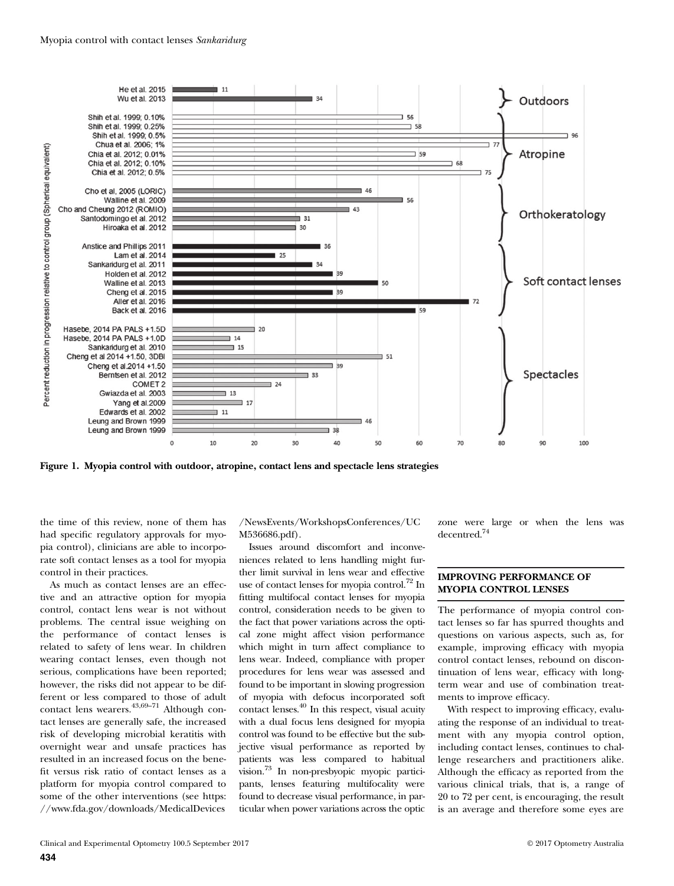| Study | Percent reduction in progression relative to control group (Spherical equivalent) | Strategy |
|---|---|---|
| He et al. 2015 | 11 | Outdoors |
| Wu et al. 2013 | 34 | Outdoors |
| Shih et al. 1999; 0.10% | 56 | Atropine |
| Shih et al. 1999; 0.25% | 58 | Atropine |
| Shih et al. 1999; 0.5% | 96 | Atropine |
| Chua et al. 2006; 1% | 77 | Atropine |
| Chia et al. 2012; 0.01% | 59 | Atropine |
| Chia et al. 2012; 0.10% | 68 | Atropine |
| Chia et al. 2012; 0.5% | 75 | Atropine |
| Cho et al, 2005 (LORIC) | 46 | Orthokeratology |
| Walline et al. 2009 | 56 | Orthokeratology |
| Cho and Cheung 2012 (ROMIO) | 43 | Orthokeratology |
| Santodomingo et al. 2012 | 31 | Orthokeratology |
| Hiroaka et al. 2012 | 30 | Orthokeratology |
| Anstice and Phillips 2011 | 36 | Soft contact lenses |
| Lam et al. 2014 | 25 | Soft contact lenses |
| Sankaridurg et al. 2011 | 34 | Soft contact lenses |
| Holden et al. 2012 | 39 | Soft contact lenses |
| Walline et al. 2013 | 50 | Soft contact lenses |
| Cheng et al. 2015 | 39 | Soft contact lenses |
| Aller et al. 2016 | 72 | Soft contact lenses |
| Back et al. 2016 | 59 | Soft contact lenses |
| Hasebe, 2014 PA PALS +1.5D | 20 | Spectacles |
| Hasebe, 2014 PA PALS +1.0D | 14 | Spectacles |
| Sankaridurg et al. 2010 | 15 | Spectacles |
| Cheng et al 2014 +1.50, 3DBI | 51 | Spectacles |
| Cheng et al.2014 +1.50 | 39 | Spectacles |
| Berntsen et al. 2012 | 33 | Spectacles |
| COMET 2 | 24 | Spectacles |
| Gwiazda et al. 2003 | 13 | Spectacles |
| Yang et al.2009 | 17 | Spectacles |
| Edwards et al. 2002 | 11 | Spectacles |
| Leung and Brown 1999 | 46 | Spectacles |
| Leung and Brown 1999 | 38 | Spectacles |

**Figure 1. Myopia control with outdoor, atropine, contact lens and spectacle lens strategies**

the time of this review, none of them has had specific regulatory approvals for myopia control), clinicians are able to incorporate soft contact lenses as a tool for myopia control in their practices.

As much as contact lenses are an effective and an attractive option for myopia control, contact lens wear is not without problems. The central issue weighing on the performance of contact lenses is related to safety of lens wear. In children wearing contact lenses, even though not serious, complications have been reported; however, the risks did not appear to be different or less compared to those of adult contact lens wearers.[43,69–71] Although contact lenses are generally safe, the increased risk of developing microbial keratitis with overnight wear and unsafe practices has resulted in an increased focus on the benefit versus risk ratio of contact lenses as a platform for myopia control compared to some of the other interventions (see https://www.fda.gov/downloads/MedicalDevices/NewsEvents/WorkshopsConferences/UCM536686.pdf).

Issues around discomfort and inconveniences related to lens handling might further limit survival in lens wear and effective use of contact lenses for myopia control.[72] In fitting multifocal contact lenses for myopia control, consideration needs to be given to the fact that power variations across the optical zone might affect vision performance which might in turn affect compliance to lens wear. Indeed, compliance with proper procedures for lens wear was assessed and found to be important in slowing progression of myopia with defocus incorporated soft contact lenses.[40] In this respect, visual acuity with a dual focus lens designed for myopia control was found to be effective but the subjective visual performance as reported by patients was less compared to habitual vision.[73] In non-presbyopic myopic participants, lenses featuring multifocality were found to decrease visual performance, in particular when power variations across the optic zone were large or when the lens was decentred.[74]

## IMPROVING PERFORMANCE OF MYOPIA CONTROL LENSES

The performance of myopia control contact lenses so far has spurred thoughts and questions on various aspects, such as, for example, improving efficacy with myopia control contact lenses, rebound on discontinuation of lens wear, efficacy with long-term wear and use of combination treatments to improve efficacy.

With respect to improving efficacy, evaluating the response of an individual to treatment with any myopia control option, including contact lenses, continues to challenge researchers and practitioners alike. Although the efficacy as reported from the various clinical trials, that is, a range of 20 to 72 per cent, is encouraging, the result is an average and therefore some eyes are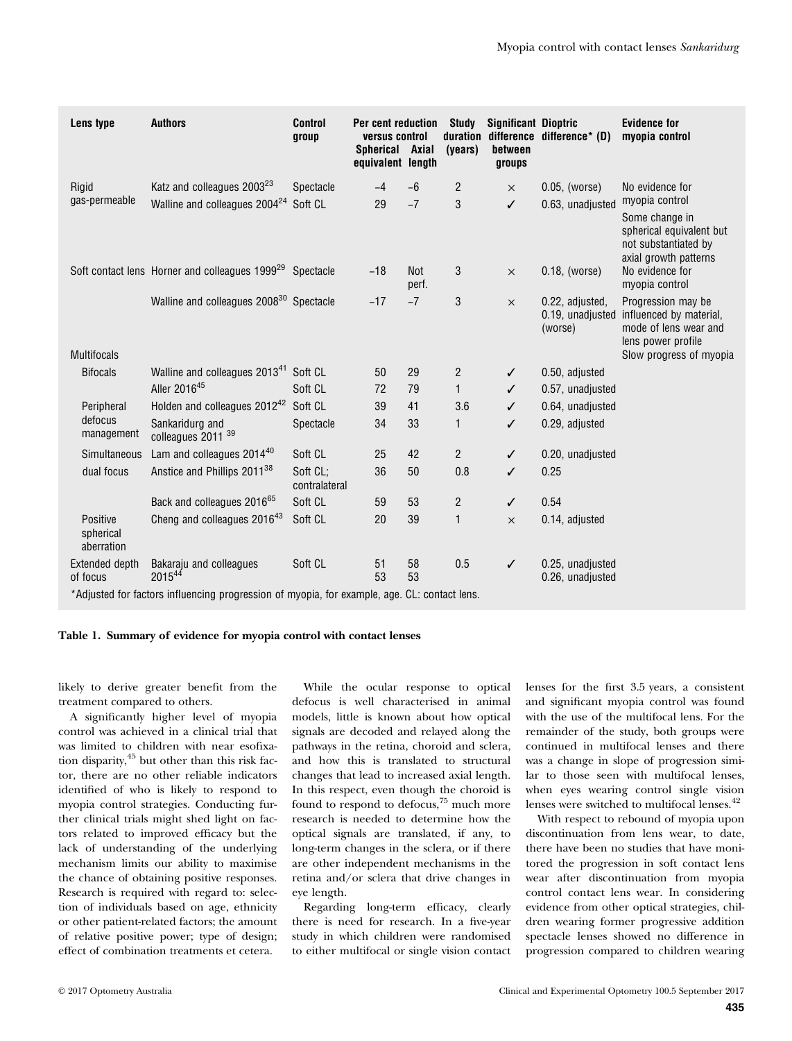| Lens type | Authors | Control group | Per cent reduction versus control | | Study duration (years) | Significant difference between groups | Dioptric difference* (D) | Evidence for myopia control |
|---|---|---|---|---|---|---|---|---|
| | | | Spherical equivalent | Axial length | | | | |
| Rigid gas-permeable | Katz and colleagues 2003[23] | Spectacle | −4 | −6 | 2 | × | 0.05, (worse) | No evidence for myopia control |
| | Walline and colleagues 2004[24] | Soft CL | 29 | −7 | 3 | ✓ | 0.63, unadjusted | Some change in spherical equivalent but not substantiated by axial growth patterns |
| Soft contact lens | Horner and colleagues 1999[29] | Spectacle | −18 | Not perf. | 3 | × | 0.18, (worse) | No evidence for myopia control |
| | Walline and colleagues 2008[30] | Spectacle | −17 | −7 | 3 | × | 0.22, adjusted, 0.19, unadjusted (worse) | Progression may be influenced by material, mode of lens wear and lens power profile |
| Multifocals | | | | | | | | Slow progress of myopia |
| Bifocals | Walline and colleagues 2013[41] | Soft CL | 50 | 29 | 2 | ✓ | 0.50, adjusted | |
| | Aller 2016[45] | Soft CL | 72 | 79 | 1 | ✓ | 0.57, unadjusted | |
| Peripheral defocus management | Holden and colleagues 2012[42] | Soft CL | 39 | 41 | 3.6 | ✓ | 0.64, unadjusted | |
| | Sankaridurg and colleagues 2011[39] | Spectacle | 34 | 33 | 1 | ✓ | 0.29, adjusted | |
| Simultaneous dual focus | Lam and colleagues 2014[40] | Soft CL | 25 | 42 | 2 | ✓ | 0.20, unadjusted | |
| | Anstice and Phillips 2011[38] | Soft CL; contralateral | 36 | 50 | 0.8 | ✓ | 0.25 | |
| | Back and colleagues 2016[65] | Soft CL | 59 | 53 | 2 | ✓ | 0.54 | |
| Positive spherical aberration | Cheng and colleagues 2016[43] | Soft CL | 20 | 39 | 1 | × | 0.14, adjusted | |
| Extended depth of focus | Bakaraju and colleagues 2015[44] | Soft CL | 51<br>53 | 58<br>53 | 0.5 | ✓ | 0.25, unadjusted<br>0.26, unadjusted | |

*Adjusted for factors influencing progression of myopia, for example, age. CL: contact lens.

**Table 1. Summary of evidence for myopia control with contact lenses**

likely to derive greater benefit from the treatment compared to others.

A significantly higher level of myopia control was achieved in a clinical trial that was limited to children with near esofixation disparity,[45] but other than this risk factor, there are no other reliable indicators identified of who is likely to respond to myopia control strategies. Conducting further clinical trials might shed light on factors related to improved efficacy but the lack of understanding of the underlying mechanism limits our ability to maximise the chance of obtaining positive responses. Research is required with regard to: selection of individuals based on age, ethnicity or other patient-related factors; the amount of relative positive power; type of design; effect of combination treatments et cetera.

While the ocular response to optical defocus is well characterised in animal models, little is known about how optical signals are decoded and relayed along the pathways in the retina, choroid and sclera, and how this is translated to structural changes that lead to increased axial length. In this respect, even though the choroid is found to respond to defocus,[75] much more research is needed to determine how the optical signals are translated, if any, to long-term changes in the sclera, or if there are other independent mechanisms in the retina and/or sclera that drive changes in eye length.

Regarding long-term efficacy, clearly there is need for research. In a five-year study in which children were randomised to either multifocal or single vision contact lenses for the first 3.5 years, a consistent and significant myopia control was found with the use of the multifocal lens. For the remainder of the study, both groups were continued in multifocal lenses and there was a change in slope of progression similar to those seen with multifocal lenses, when eyes wearing control single vision lenses were switched to multifocal lenses.[42]

With respect to rebound of myopia upon discontinuation from lens wear, to date, there have been no studies that have monitored the progression in soft contact lens wear after discontinuation from myopia control contact lens wear. In considering evidence from other optical strategies, children wearing former progressive addition spectacle lenses showed no difference in progression compared to children wearing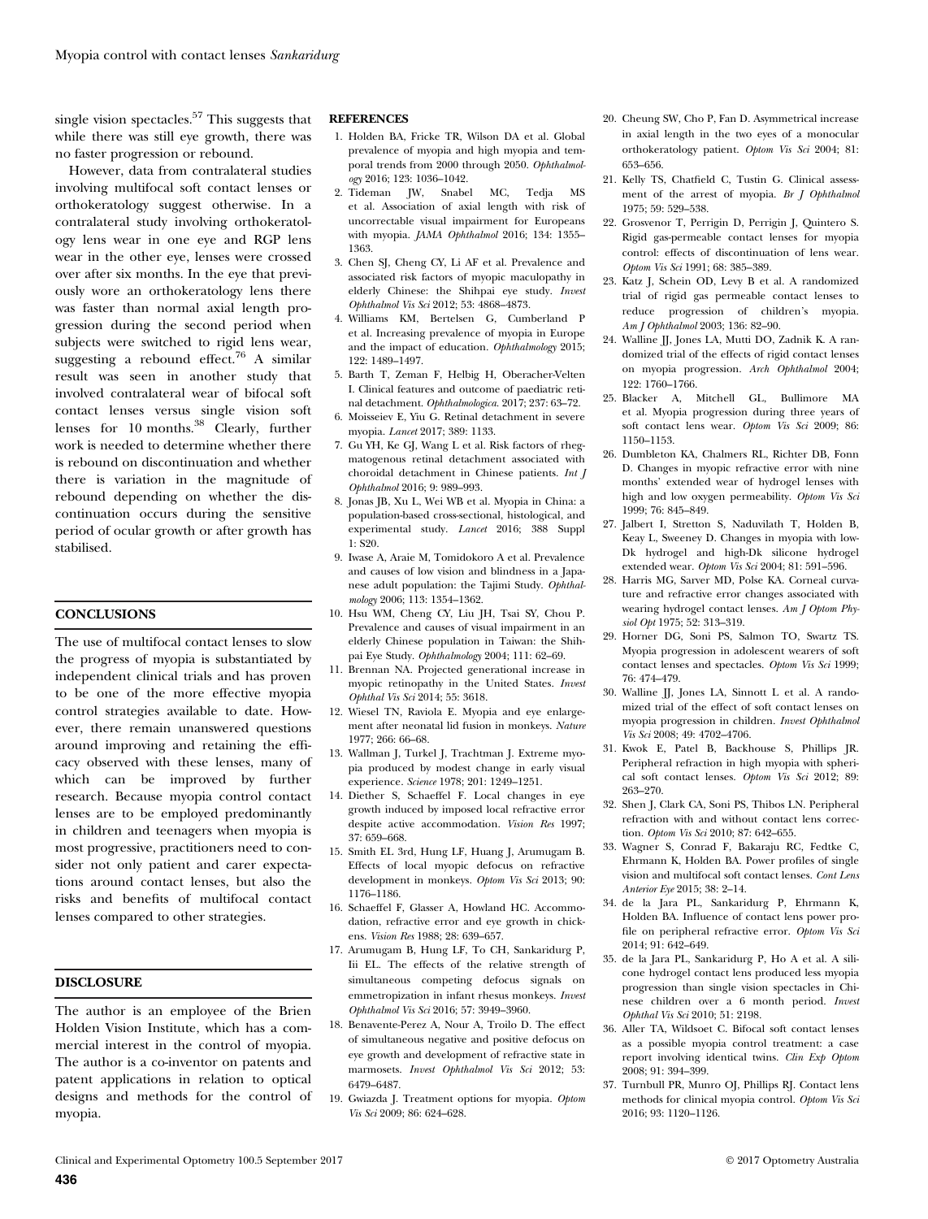single vision spectacles.[57] This suggests that while there was still eye growth, there was no faster progression or rebound.

However, data from contralateral studies involving multifocal soft contact lenses or orthokeratology suggest otherwise. In a contralateral study involving orthokeratology lens wear in one eye and RGP lens wear in the other eye, lenses were crossed over after six months. In the eye that previously wore an orthokeratology lens there was faster than normal axial length progression during the second period when subjects were switched to rigid lens wear, suggesting a rebound effect.[76] A similar result was seen in another study that involved contralateral wear of bifocal soft contact lenses versus single vision soft lenses for 10 months.[38] Clearly, further work is needed to determine whether there is rebound on discontinuation and whether there is variation in the magnitude of rebound depending on whether the discontinuation occurs during the sensitive period of ocular growth or after growth has stabilised.

## CONCLUSIONS

The use of multifocal contact lenses to slow the progress of myopia is substantiated by independent clinical trials and has proven to be one of the more effective myopia control strategies available to date. However, there remain unanswered questions around improving and retaining the efficacy observed with these lenses, many of which can be improved by further research. Because myopia control contact lenses are to be employed predominantly in children and teenagers when myopia is most progressive, practitioners need to consider not only patient and carer expectations around contact lenses, but also the risks and benefits of multifocal contact lenses compared to other strategies.

## DISCLOSURE

The author is an employee of the Brien Holden Vision Institute, which has a commercial interest in the control of myopia. The author is a co-inventor on patents and patent applications in relation to optical designs and methods for the control of myopia.

## REFERENCES

1. Holden BA, Fricke TR, Wilson DA et al. Global prevalence of myopia and high myopia and temporal trends from 2000 through 2050. *Ophthalmology* 2016; 123: 1036–1042.
2. Tideman JW, Snabel MC, Tedja MS et al. Association of axial length with risk of uncorrectable visual impairment for Europeans with myopia. *JAMA Ophthalmol* 2016; 134: 1355–1363.
3. Chen SJ, Cheng CY, Li AF et al. Prevalence and associated risk factors of myopic maculopathy in elderly Chinese: the Shihpai eye study. *Invest Ophthalmol Vis Sci* 2012; 53: 4868–4873.
4. Williams KM, Bertelsen G, Cumberland P et al. Increasing prevalence of myopia in Europe and the impact of education. *Ophthalmology* 2015; 122: 1489–1497.
5. Barth T, Zeman F, Helbig H, Oberacher-Velten I. Clinical features and outcome of paediatric retinal detachment. *Ophthalmologica*. 2017; 237: 63–72.
6. Moisseiev E, Yiu G. Retinal detachment in severe myopia. *Lancet* 2017; 389: 1133.
7. Gu YH, Ke GJ, Wang L et al. Risk factors of rhegmatogenous retinal detachment associated with choroidal detachment in Chinese patients. *Int J Ophthalmol* 2016; 9: 989–993.
8. Jonas JB, Xu L, Wei WB et al. Myopia in China: a population-based cross-sectional, histological, and experimental study. *Lancet* 2016; 388 Suppl 1: S20.
9. Iwase A, Araie M, Tomidokoro A et al. Prevalence and causes of low vision and blindness in a Japanese adult population: the Tajimi Study. *Ophthalmology* 2006; 113: 1354–1362.
10. Hsu WM, Cheng CY, Liu JH, Tsai SY, Chou P. Prevalence and causes of visual impairment in an elderly Chinese population in Taiwan: the Shihpai Eye Study. *Ophthalmology* 2004; 111: 62–69.
11. Brennan NA. Projected generational increase in myopic retinopathy in the United States. *Invest Ophthal Vis Sci* 2014; 55: 3618.
12. Wiesel TN, Raviola E. Myopia and eye enlargement after neonatal lid fusion in monkeys. *Nature* 1977; 266: 66–68.
13. Wallman J, Turkel J, Trachtman J. Extreme myopia produced by modest change in early visual experience. *Science* 1978; 201: 1249–1251.
14. Diether S, Schaeffel F. Local changes in eye growth induced by imposed local refractive error despite active accommodation. *Vision Res* 1997; 37: 659–668.
15. Smith EL 3rd, Hung LF, Huang J, Arumugam B. Effects of local myopic defocus on refractive development in monkeys. *Optom Vis Sci* 2013; 90: 1176–1186.
16. Schaeffel F, Glasser A, Howland HC. Accommodation, refractive error and eye growth in chickens. *Vision Res* 1988; 28: 639–657.
17. Arumugam B, Hung LF, To CH, Sankaridurg P, Iii EL. The effects of the relative strength of simultaneous competing defocus signals on emmetropization in infant rhesus monkeys. *Invest Ophthalmol Vis Sci* 2016; 57: 3949–3960.
18. Benavente-Perez A, Nour A, Troilo D. The effect of simultaneous negative and positive defocus on eye growth and development of refractive state in marmosets. *Invest Ophthalmol Vis Sci* 2012; 53: 6479–6487.
19. Gwiazda J. Treatment options for myopia. *Optom Vis Sci* 2009; 86: 624–628.
20. Cheung SW, Cho P, Fan D. Asymmetrical increase in axial length in the two eyes of a monocular orthokeratology patient. *Optom Vis Sci* 2004; 81: 653–656.
21. Kelly TS, Chatfield C, Tustin G. Clinical assessment of the arrest of myopia. *Br J Ophthalmol* 1975; 59: 529–538.
22. Grosvenor T, Perrigin D, Perrigin J, Quintero S. Rigid gas-permeable contact lenses for myopia control: effects of discontinuation of lens wear. *Optom Vis Sci* 1991; 68: 385–389.
23. Katz J, Schein OD, Levy B et al. A randomized trial of rigid gas permeable contact lenses to reduce progression of children's myopia. *Am J Ophthalmol* 2003; 136: 82–90.
24. Walline JJ, Jones LA, Mutti DO, Zadnik K. A randomized trial of the effects of rigid contact lenses on myopia progression. *Arch Ophthalmol* 2004; 122: 1760–1766.
25. Blacker A, Mitchell GL, Bullimore MA et al. Myopia progression during three years of soft contact lens wear. *Optom Vis Sci* 2009; 86: 1150–1153.
26. Dumbleton KA, Chalmers RL, Richter DB, Fonn D. Changes in myopic refractive error with nine months' extended wear of hydrogel lenses with high and low oxygen permeability. *Optom Vis Sci* 1999; 76: 845–849.
27. Jalbert I, Stretton S, Naduvilath T, Holden B, Keay L, Sweeney D. Changes in myopia with low-Dk hydrogel and high-Dk silicone hydrogel extended wear. *Optom Vis Sci* 2004; 81: 591–596.
28. Harris MG, Sarver MD, Polse KA. Corneal curvature and refractive error changes associated with wearing hydrogel contact lenses. *Am J Optom Physiol Opt* 1975; 52: 313–319.
29. Horner DG, Soni PS, Salmon TO, Swartz TS. Myopia progression in adolescent wearers of soft contact lenses and spectacles. *Optom Vis Sci* 1999; 76: 474–479.
30. Walline JJ, Jones LA, Sinnott L et al. A randomized trial of the effect of soft contact lenses on myopia progression in children. *Invest Ophthalmol Vis Sci* 2008; 49: 4702–4706.
31. Kwok E, Patel B, Backhouse S, Phillips JR. Peripheral refraction in high myopia with spherical soft contact lenses. *Optom Vis Sci* 2012; 89: 263–270.
32. Shen J, Clark CA, Soni PS, Thibos LN. Peripheral refraction with and without contact lens correction. *Optom Vis Sci* 2010; 87: 642–655.
33. Wagner S, Conrad F, Bakaraju RC, Fedtke C, Ehrmann K, Holden BA. Power profiles of single vision and multifocal soft contact lenses. *Cont Lens Anterior Eye* 2015; 38: 2–14.
34. de la Jara PL, Sankaridurg P, Ehrmann K, Holden BA. Influence of contact lens power profile on peripheral refractive error. *Optom Vis Sci* 2014; 91: 642–649.
35. de la Jara PL, Sankaridurg P, Ho A et al. A silicone hydrogel contact lens produced less myopia progression than single vision spectacles in Chinese children over a 6 month period. *Invest Ophthal Vis Sci* 2010; 51: 2198.
36. Aller TA, Wildsoet C. Bifocal soft contact lenses as a possible myopia control treatment: a case report involving identical twins. *Clin Exp Optom* 2008; 91: 394–399.
37. Turnbull PR, Munro OJ, Phillips RJ. Contact lens methods for clinical myopia control. *Optom Vis Sci* 2016; 93: 1120–1126.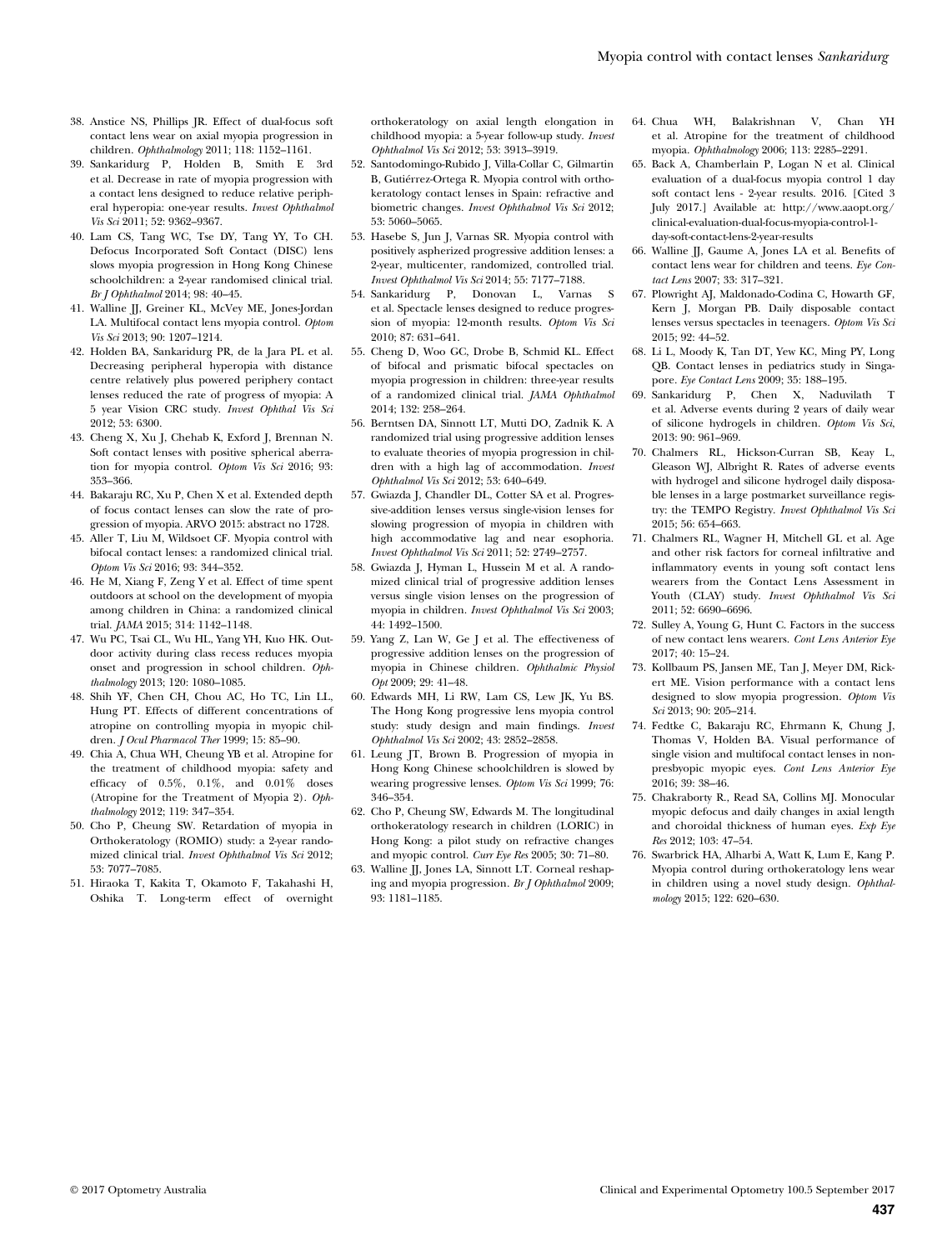38. Anstice NS, Phillips JR. Effect of dual-focus soft contact lens wear on axial myopia progression in children. *Ophthalmology* 2011; 118: 1152–1161.
39. Sankaridurg P, Holden B, Smith E 3rd et al. Decrease in rate of myopia progression with a contact lens designed to reduce relative peripheral hyperopia: one-year results. *Invest Ophthalmol Vis Sci* 2011; 52: 9362–9367.
40. Lam CS, Tang WC, Tse DY, Tang YY, To CH. Defocus Incorporated Soft Contact (DISC) lens slows myopia progression in Hong Kong Chinese schoolchildren: a 2-year randomised clinical trial. *Br J Ophthalmol* 2014; 98: 40–45.
41. Walline JJ, Greiner KL, McVey ME, Jones-Jordan LA. Multifocal contact lens myopia control. *Optom Vis Sci* 2013; 90: 1207–1214.
42. Holden BA, Sankaridurg PR, de la Jara PL et al. Decreasing peripheral hyperopia with distance centre relatively plus powered periphery contact lenses reduced the rate of progress of myopia: A 5 year Vision CRC study. *Invest Ophthal Vis Sci* 2012; 53: 6300.
43. Cheng X, Xu J, Chehab K, Exford J, Brennan N. Soft contact lenses with positive spherical aberration for myopia control. *Optom Vis Sci* 2016; 93: 353–366.
44. Bakaraju RC, Xu P, Chen X et al. Extended depth of focus contact lenses can slow the rate of progression of myopia. ARVO 2015: abstract no 1728.
45. Aller T, Liu M, Wildsoet CF. Myopia control with bifocal contact lenses: a randomized clinical trial. *Optom Vis Sci* 2016; 93: 344–352.
46. He M, Xiang F, Zeng Y et al. Effect of time spent outdoors at school on the development of myopia among children in China: a randomized clinical trial. *JAMA* 2015; 314: 1142–1148.
47. Wu PC, Tsai CL, Wu HL, Yang YH, Kuo HK. Outdoor activity during class recess reduces myopia onset and progression in school children. *Ophthalmology* 2013; 120: 1080–1085.
48. Shih YF, Chen CH, Chou AC, Ho TC, Lin LL, Hung PT. Effects of different concentrations of atropine on controlling myopia in myopic children. *J Ocul Pharmacol Ther* 1999; 15: 85–90.
49. Chia A, Chua WH, Cheung YB et al. Atropine for the treatment of childhood myopia: safety and efficacy of 0.5%, 0.1%, and 0.01% doses (Atropine for the Treatment of Myopia 2). *Ophthalmology* 2012; 119: 347–354.
50. Cho P, Cheung SW. Retardation of myopia in Orthokeratology (ROMIO) study: a 2-year randomized clinical trial. *Invest Ophthalmol Vis Sci* 2012; 53: 7077–7085.
51. Hiraoka T, Kakita T, Okamoto F, Takahashi H, Oshika T. Long-term effect of overnight orthokeratology on axial length elongation in childhood myopia: a 5-year follow-up study. *Invest Ophthalmol Vis Sci* 2012; 53: 3913–3919.
52. Santodomingo-Rubido J, Villa-Collar C, Gilmartin B, Gutiérrez-Ortega R. Myopia control with orthokeratology contact lenses in Spain: refractive and biometric changes. *Invest Ophthalmol Vis Sci* 2012; 53: 5060–5065.
53. Hasebe S, Jun J, Varnas SR. Myopia control with positively aspherized progressive addition lenses: a 2-year, multicenter, randomized, controlled trial. *Invest Ophthalmol Vis Sci* 2014; 55: 7177–7188.
54. Sankaridurg P, Donovan L, Varnas S et al. Spectacle lenses designed to reduce progression of myopia: 12-month results. *Optom Vis Sci* 2010; 87: 631–641.
55. Cheng D, Woo GC, Drobe B, Schmid KL. Effect of bifocal and prismatic bifocal spectacles on myopia progression in children: three-year results of a randomized clinical trial. *JAMA Ophthalmol* 2014; 132: 258–264.
56. Berntsen DA, Sinnott LT, Mutti DO, Zadnik K. A randomized trial using progressive addition lenses to evaluate theories of myopia progression in children with a high lag of accommodation. *Invest Ophthalmol Vis Sci* 2012; 53: 640–649.
57. Gwiazda J, Chandler DL, Cotter SA et al. Progressive-addition lenses versus single-vision lenses for slowing progression of myopia in children with high accommodative lag and near esophoria. *Invest Ophthalmol Vis Sci* 2011; 52: 2749–2757.
58. Gwiazda J, Hyman L, Hussein M et al. A randomized clinical trial of progressive addition lenses versus single vision lenses on the progression of myopia in children. *Invest Ophthalmol Vis Sci* 2003; 44: 1492–1500.
59. Yang Z, Lan W, Ge J et al. The effectiveness of progressive addition lenses on the progression of myopia in Chinese children. *Ophthalmic Physiol Opt* 2009; 29: 41–48.
60. Edwards MH, Li RW, Lam CS, Lew JK, Yu BS. The Hong Kong progressive lens myopia control study: study design and main findings. *Invest Ophthalmol Vis Sci* 2002; 43: 2852–2858.
61. Leung JT, Brown B. Progression of myopia in Hong Kong Chinese schoolchildren is slowed by wearing progressive lenses. *Optom Vis Sci* 1999; 76: 346–354.
62. Cho P, Cheung SW, Edwards M. The longitudinal orthokeratology research in children (LORIC) in Hong Kong: a pilot study on refractive changes and myopic control. *Curr Eye Res* 2005; 30: 71–80.
63. Walline JJ, Jones LA, Sinnott LT. Corneal reshaping and myopia progression. *Br J Ophthalmol* 2009; 93: 1181–1185.
64. Chua WH, Balakrishnan V, Chan YH et al. Atropine for the treatment of childhood myopia. *Ophthalmology* 2006; 113: 2285–2291.
65. Back A, Chamberlain P, Logan N et al. Clinical evaluation of a dual-focus myopia control 1 day soft contact lens - 2-year results. 2016. [Cited 3 July 2017.] Available at: http://www.aaopt.org/clinical-evaluation-dual-focus-myopia-control-1-day-soft-contact-lens-2-year-results
66. Walline JJ, Gaume A, Jones LA et al. Benefits of contact lens wear for children and teens. *Eye Contact Lens* 2007; 33: 317–321.
67. Plowright AJ, Maldonado-Codina C, Howarth GF, Kern J, Morgan PB. Daily disposable contact lenses versus spectacles in teenagers. *Optom Vis Sci* 2015; 92: 44–52.
68. Li L, Moody K, Tan DT, Yew KC, Ming PY, Long QB. Contact lenses in pediatrics study in Singapore. *Eye Contact Lens* 2009; 35: 188–195.
69. Sankaridurg P, Chen X, Naduvilath T et al. Adverse events during 2 years of daily wear of silicone hydrogels in children. *Optom Vis Sci*, 2013: 90: 961–969.
70. Chalmers RL, Hickson-Curran SB, Keay L, Gleason WJ, Albright R. Rates of adverse events with hydrogel and silicone hydrogel daily disposable lenses in a large postmarket surveillance registry: the TEMPO Registry. *Invest Ophthalmol Vis Sci* 2015; 56: 654–663.
71. Chalmers RL, Wagner H, Mitchell GL et al. Age and other risk factors for corneal infiltrative and inflammatory events in young soft contact lens wearers from the Contact Lens Assessment in Youth (CLAY) study. *Invest Ophthalmol Vis Sci* 2011; 52: 6690–6696.
72. Sulley A, Young G, Hunt C. Factors in the success of new contact lens wearers. *Cont Lens Anterior Eye* 2017; 40: 15–24.
73. Kollbaum PS, Jansen ME, Tan J, Meyer DM, Rickert ME. Vision performance with a contact lens designed to slow myopia progression. *Optom Vis Sci* 2013; 90: 205–214.
74. Fedtke C, Bakaraju RC, Ehrmann K, Chung J, Thomas V, Holden BA. Visual performance of single vision and multifocal contact lenses in non-presbyopic myopic eyes. *Cont Lens Anterior Eye* 2016; 39: 38–46.
75. Chakraborty R., Read SA, Collins MJ. Monocular myopic defocus and daily changes in axial length and choroidal thickness of human eyes. *Exp Eye Res* 2012; 103: 47–54.
76. Swarbrick HA, Alharbi A, Watt K, Lum E, Kang P. Myopia control during orthokeratology lens wear in children using a novel study design. *Ophthalmology* 2015; 122: 620–630.